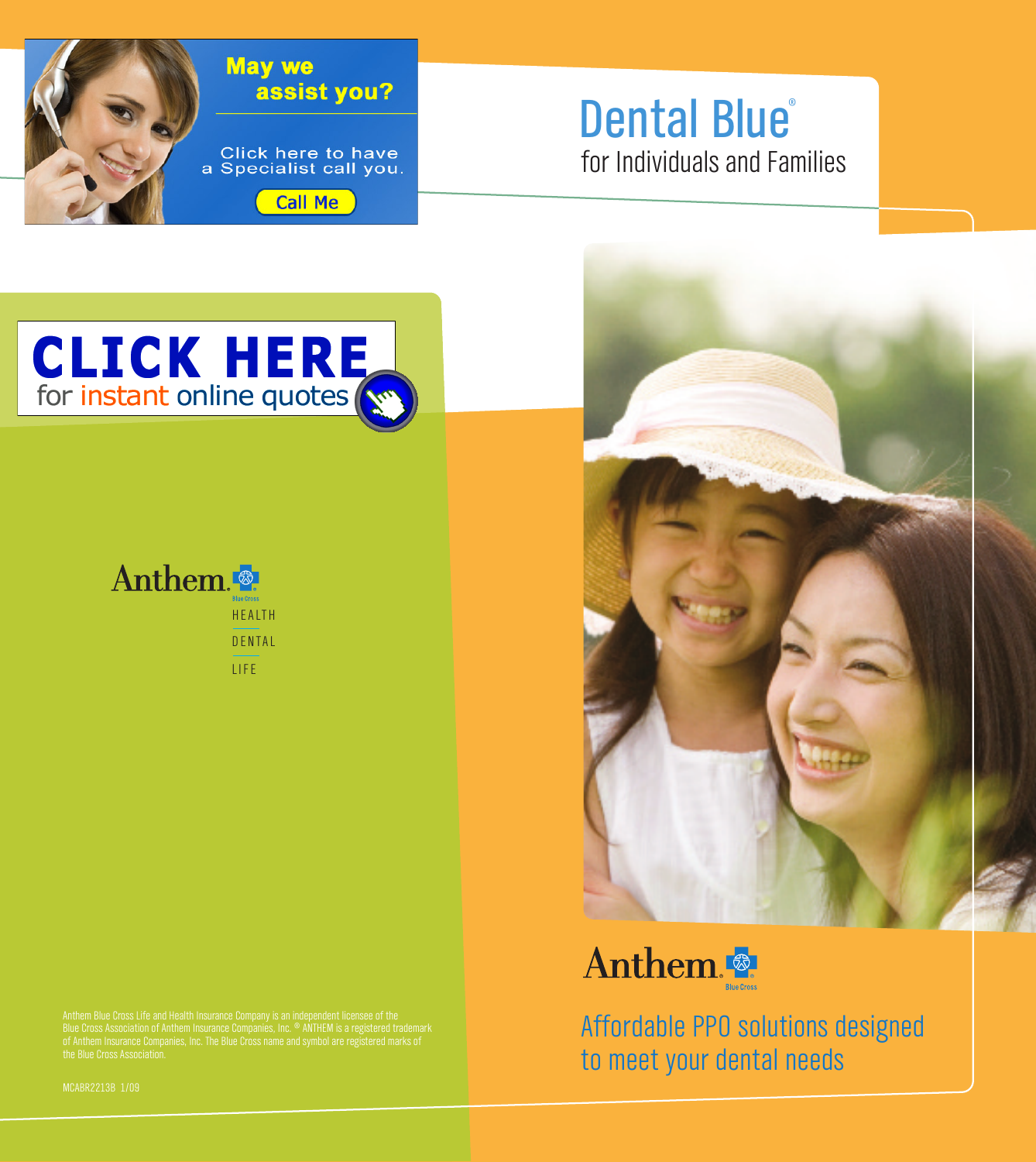May we assist you?

Click here to have a Specialist call you.

Call Me

# Dental Blue®

## for Individuals and Families

**CLICK HERE**
for instant online quotes

Anthem. Blue Cross

HEALTH

DENTAL

LIFE

Anthem Blue Cross Life and Health Insurance Company is an independent licensee of the Blue Cross Association of Anthem Insurance Companies, Inc. ® ANTHEM is a registered trademark of Anthem Insurance Companies, Inc. The Blue Cross name and symbol are registered marks of the Blue Cross Association.

MCABR2213B 1/09

Anthem. Blue Cross

Affordable PPO solutions designed to meet your dental needs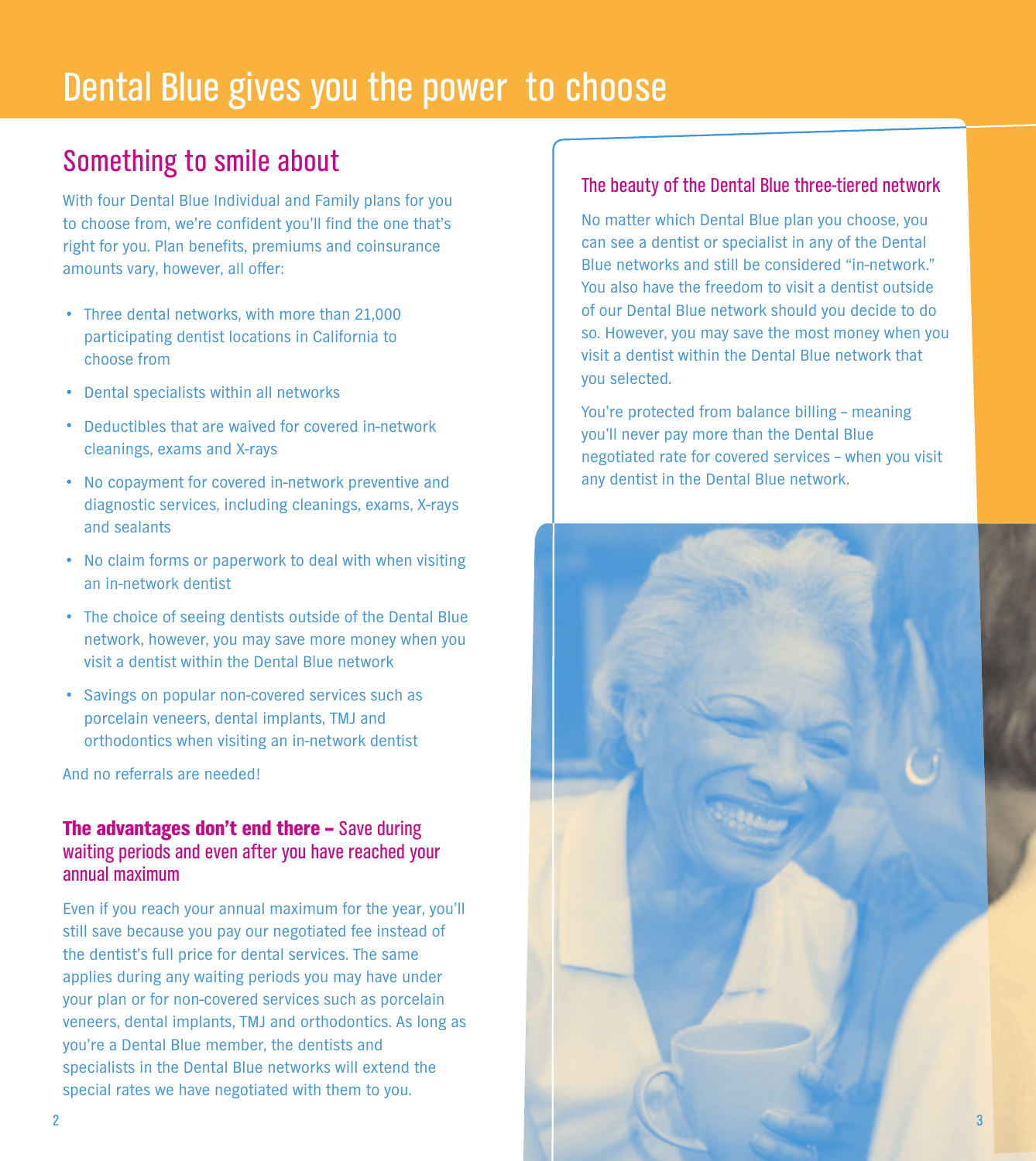# Dental Blue gives you the power to choose

## Something to smile about

With four Dental Blue Individual and Family plans for you to choose from, we're confident you'll find the one that's right for you. Plan benefits, premiums and coinsurance amounts vary, however, all offer:

- Three dental networks, with more than 21,000 participating dentist locations in California to choose from
- Dental specialists within all networks
- Deductibles that are waived for covered in-network cleanings, exams and X-rays
- No copayment for covered in-network preventive and diagnostic services, including cleanings, exams, X-rays and sealants
- No claim forms or paperwork to deal with when visiting an in-network dentist
- The choice of seeing dentists outside of the Dental Blue network, however, you may save more money when you visit a dentist within the Dental Blue network
- Savings on popular non-covered services such as porcelain veneers, dental implants, TMJ and orthodontics when visiting an in-network dentist

And no referrals are needed!

### **The advantages don't end there –** Save during waiting periods and even after you have reached your annual maximum

Even if you reach your annual maximum for the year, you'll still save because you pay our negotiated fee instead of the dentist's full price for dental services. The same applies during any waiting periods you may have under your plan or for non-covered services such as porcelain veneers, dental implants, TMJ and orthodontics. As long as you're a Dental Blue member, the dentists and specialists in the Dental Blue networks will extend the special rates we have negotiated with them to you.

### The beauty of the Dental Blue three-tiered network

No matter which Dental Blue plan you choose, you can see a dentist or specialist in any of the Dental Blue networks and still be considered "in-network." You also have the freedom to visit a dentist outside of our Dental Blue network should you decide to do so. However, you may save the most money when you visit a dentist within the Dental Blue network that you selected.

You're protected from balance billing – meaning you'll never pay more than the Dental Blue negotiated rate for covered services – when you visit any dentist in the Dental Blue network.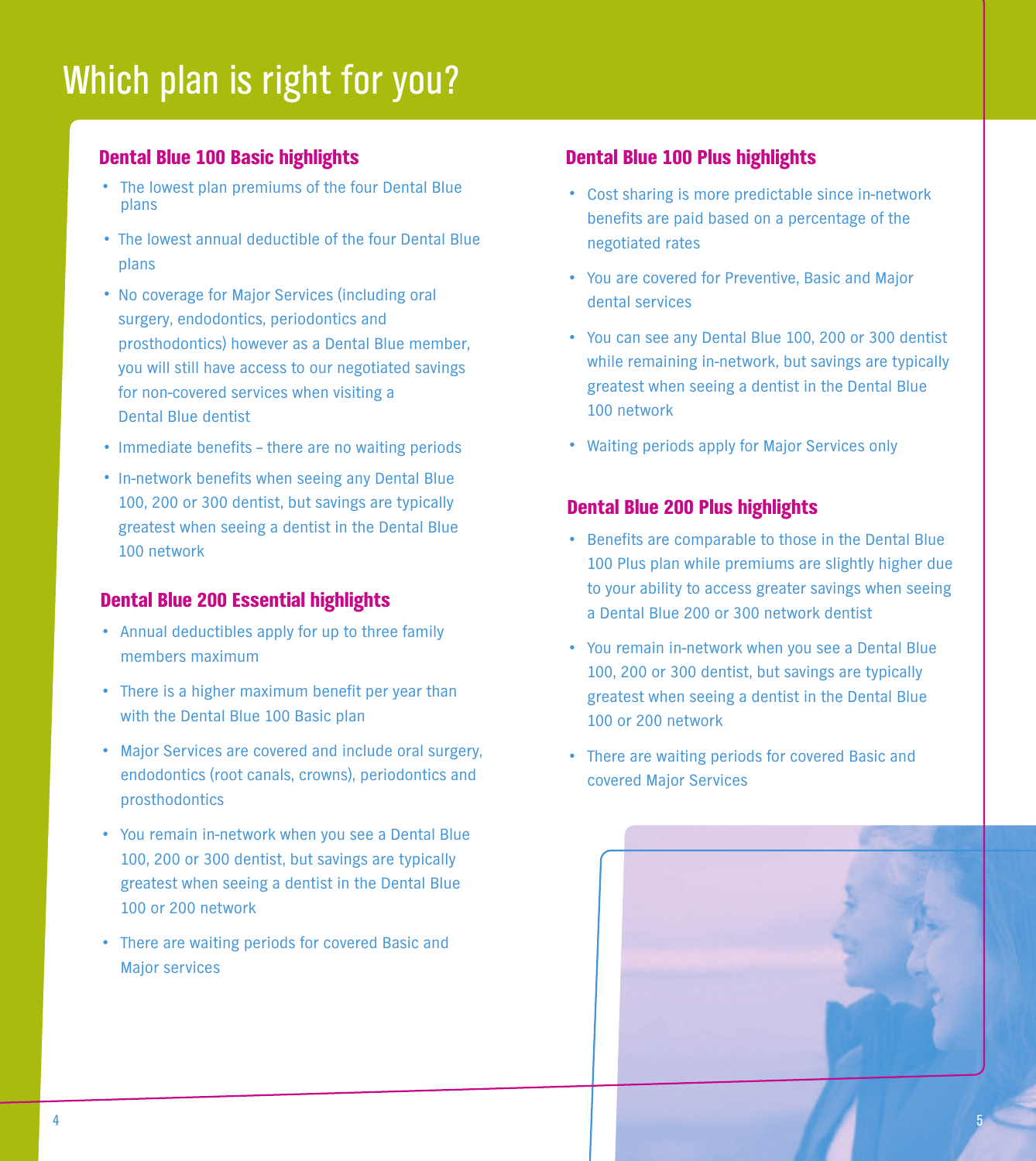# Which plan is right for you?

## Dental Blue 100 Basic highlights

- The lowest plan premiums of the four Dental Blue plans
- The lowest annual deductible of the four Dental Blue plans
- No coverage for Major Services (including oral surgery, endodontics, periodontics and prosthodontics) however as a Dental Blue member, you will still have access to our negotiated savings for non-covered services when visiting a Dental Blue dentist
- Immediate benefits – there are no waiting periods
- In-network benefits when seeing any Dental Blue 100, 200 or 300 dentist, but savings are typically greatest when seeing a dentist in the Dental Blue 100 network

## Dental Blue 200 Essential highlights

- Annual deductibles apply for up to three family members maximum
- There is a higher maximum benefit per year than with the Dental Blue 100 Basic plan
- Major Services are covered and include oral surgery, endodontics (root canals, crowns), periodontics and prosthodontics
- You remain in-network when you see a Dental Blue 100, 200 or 300 dentist, but savings are typically greatest when seeing a dentist in the Dental Blue 100 or 200 network
- There are waiting periods for covered Basic and Major services

## Dental Blue 100 Plus highlights

- Cost sharing is more predictable since in-network benefits are paid based on a percentage of the negotiated rates
- You are covered for Preventive, Basic and Major dental services
- You can see any Dental Blue 100, 200 or 300 dentist while remaining in-network, but savings are typically greatest when seeing a dentist in the Dental Blue 100 network
- Waiting periods apply for Major Services only

## Dental Blue 200 Plus highlights

- Benefits are comparable to those in the Dental Blue 100 Plus plan while premiums are slightly higher due to your ability to access greater savings when seeing a Dental Blue 200 or 300 network dentist
- You remain in-network when you see a Dental Blue 100, 200 or 300 dentist, but savings are typically greatest when seeing a dentist in the Dental Blue 100 or 200 network
- There are waiting periods for covered Basic and covered Major Services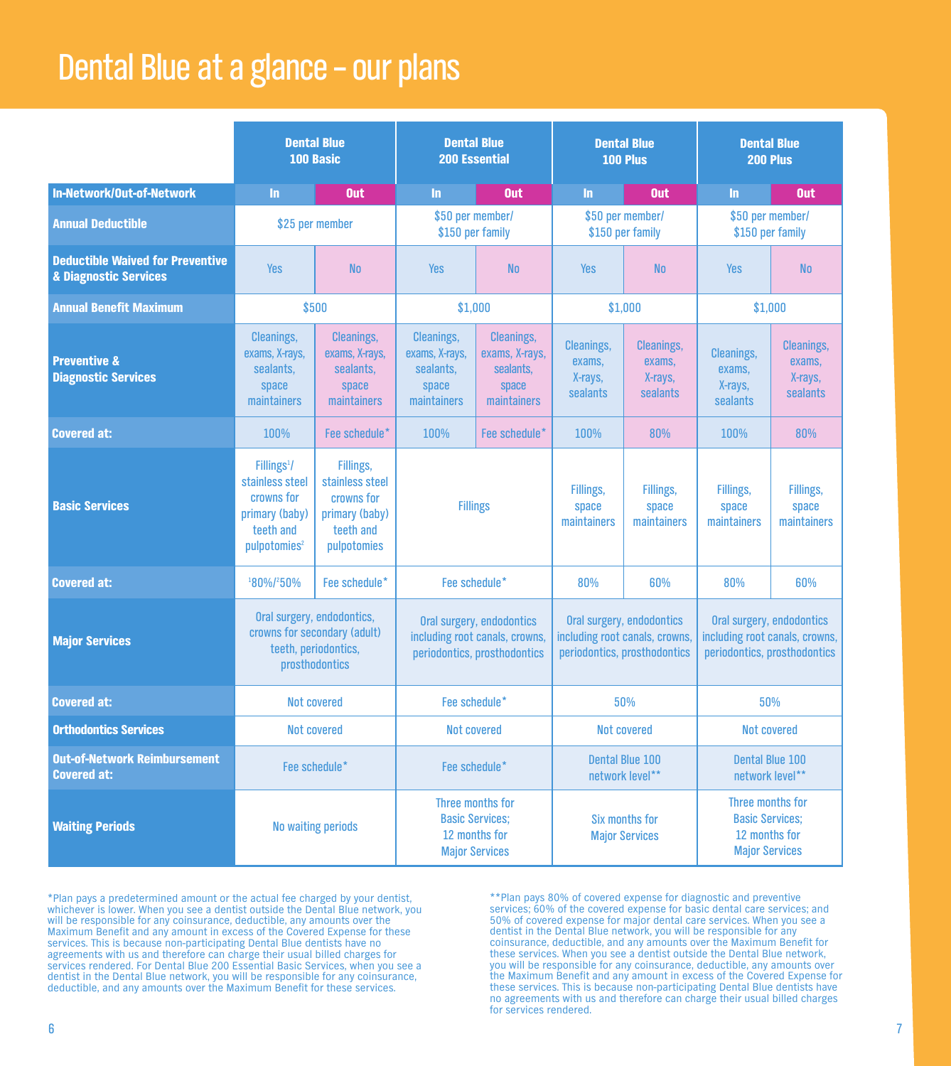# Dental Blue at a glance – our plans

| | Dental Blue 100 Basic | | Dental Blue 200 Essential | | Dental Blue 100 Plus | | Dental Blue 200 Plus | |
|---|---|---|---|---|---|---|---|---|
| **In-Network/Out-of-Network** | In | Out | In | Out | In | Out | In | Out |
| **Annual Deductible** | $25 per member | | $50 per member/ $150 per family | | $50 per member/ $150 per family | | $50 per member/ $150 per family | |
| **Deductible Waived for Preventive & Diagnostic Services** | Yes | No | Yes | No | Yes | No | Yes | No |
| **Annual Benefit Maximum** | $500 | | $1,000 | | $1,000 | | $1,000 | |
| **Preventive & Diagnostic Services** | Cleanings, exams, X-rays, sealants, space maintainers | Cleanings, exams, X-rays, sealants, space maintainers | Cleanings, exams, X-rays, sealants, space maintainers | Cleanings, exams, X-rays, sealants, space maintainers | Cleanings, exams, X-rays, sealants | Cleanings, exams, X-rays, sealants | Cleanings, exams, X-rays, sealants | Cleanings, exams, X-rays, sealants |
| **Covered at:** | 100% | Fee schedule* | 100% | Fee schedule* | 100% | 80% | 100% | 80% |
| **Basic Services** | Fillings[1]/ stainless steel crowns for primary (baby) teeth and pulpotomies[2] | Fillings, stainless steel crowns for primary (baby) teeth and pulpotomies | Fillings | | Fillings, space maintainers | Fillings, space maintainers | Fillings, space maintainers | Fillings, space maintainers |
| **Covered at:** | [1]80%/[2]50% | Fee schedule* | Fee schedule* | | 80% | 60% | 80% | 60% |
| **Major Services** | Oral surgery, endodontics, crowns for secondary (adult) teeth, periodontics, prosthodontics | | Oral surgery, endodontics including root canals, crowns, periodontics, prosthodontics | | Oral surgery, endodontics including root canals, crowns, periodontics, prosthodontics | | Oral surgery, endodontics including root canals, crowns, periodontics, prosthodontics | |
| **Covered at:** | Not covered | | Fee schedule* | | 50% | | 50% | |
| **Orthodontics Services** | Not covered | | Not covered | | Not covered | | Not covered | |
| **Out-of-Network Reimbursement Covered at:** | Fee schedule* | | Fee schedule* | | Dental Blue 100 network level** | | Dental Blue 100 network level** | |
| **Waiting Periods** | No waiting periods | | Three months for Basic Services; 12 months for Major Services | | Six months for Major Services | | Three months for Basic Services; 12 months for Major Services | |

*Plan pays a predetermined amount or the actual fee charged by your dentist, whichever is lower. When you see a dentist outside the Dental Blue network, you will be responsible for any coinsurance, deductible, any amounts over the Maximum Benefit and any amount in excess of the Covered Expense for these services. This is because non-participating Dental Blue dentists have no agreements with us and therefore can charge their usual billed charges for services rendered. For Dental Blue 200 Essential Basic Services, when you see a dentist in the Dental Blue network, you will be responsible for any coinsurance, deductible, and any amounts over the Maximum Benefit for these services.

**Plan pays 80% of covered expense for diagnostic and preventive services; 60% of the covered expense for basic dental care services; and 50% of covered expense for major dental care services. When you see a dentist in the Dental Blue network, you will be responsible for any coinsurance, deductible, and any amounts over the Maximum Benefit for these services. When you see a dentist outside the Dental Blue network, you will be responsible for any coinsurance, deductible, any amounts over the Maximum Benefit and any amount in excess of the Covered Expense for these services. This is because non-participating Dental Blue dentists have no agreements with us and therefore can charge their usual billed charges for services rendered.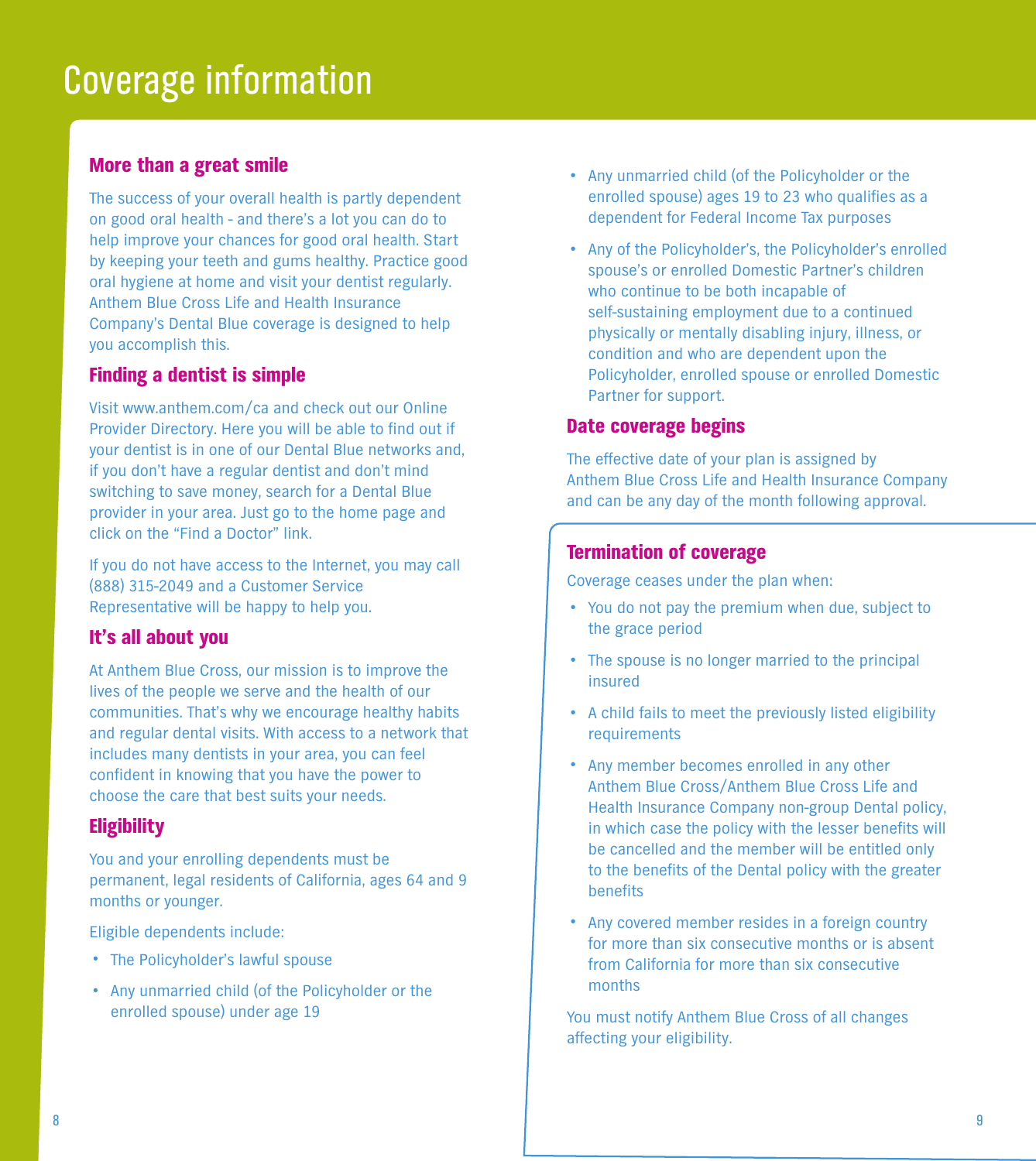# Coverage information

## More than a great smile

The success of your overall health is partly dependent on good oral health - and there's a lot you can do to help improve your chances for good oral health. Start by keeping your teeth and gums healthy. Practice good oral hygiene at home and visit your dentist regularly. Anthem Blue Cross Life and Health Insurance Company's Dental Blue coverage is designed to help you accomplish this.

## Finding a dentist is simple

Visit www.anthem.com/ca and check out our Online Provider Directory. Here you will be able to find out if your dentist is in one of our Dental Blue networks and, if you don't have a regular dentist and don't mind switching to save money, search for a Dental Blue provider in your area. Just go to the home page and click on the "Find a Doctor" link.

If you do not have access to the Internet, you may call (888) 315-2049 and a Customer Service Representative will be happy to help you.

## It's all about you

At Anthem Blue Cross, our mission is to improve the lives of the people we serve and the health of our communities. That's why we encourage healthy habits and regular dental visits. With access to a network that includes many dentists in your area, you can feel confident in knowing that you have the power to choose the care that best suits your needs.

## Eligibility

You and your enrolling dependents must be permanent, legal residents of California, ages 64 and 9 months or younger.

Eligible dependents include:

- The Policyholder's lawful spouse
- Any unmarried child (of the Policyholder or the enrolled spouse) under age 19
- Any unmarried child (of the Policyholder or the enrolled spouse) ages 19 to 23 who qualifies as a dependent for Federal Income Tax purposes
- Any of the Policyholder's, the Policyholder's enrolled spouse's or enrolled Domestic Partner's children who continue to be both incapable of self-sustaining employment due to a continued physically or mentally disabling injury, illness, or condition and who are dependent upon the Policyholder, enrolled spouse or enrolled Domestic Partner for support.

## Date coverage begins

The effective date of your plan is assigned by Anthem Blue Cross Life and Health Insurance Company and can be any day of the month following approval.

## Termination of coverage

Coverage ceases under the plan when:

- You do not pay the premium when due, subject to the grace period
- The spouse is no longer married to the principal insured
- A child fails to meet the previously listed eligibility requirements
- Any member becomes enrolled in any other Anthem Blue Cross/Anthem Blue Cross Life and Health Insurance Company non-group Dental policy, in which case the policy with the lesser benefits will be cancelled and the member will be entitled only to the benefits of the Dental policy with the greater benefits
- Any covered member resides in a foreign country for more than six consecutive months or is absent from California for more than six consecutive months

You must notify Anthem Blue Cross of all changes affecting your eligibility.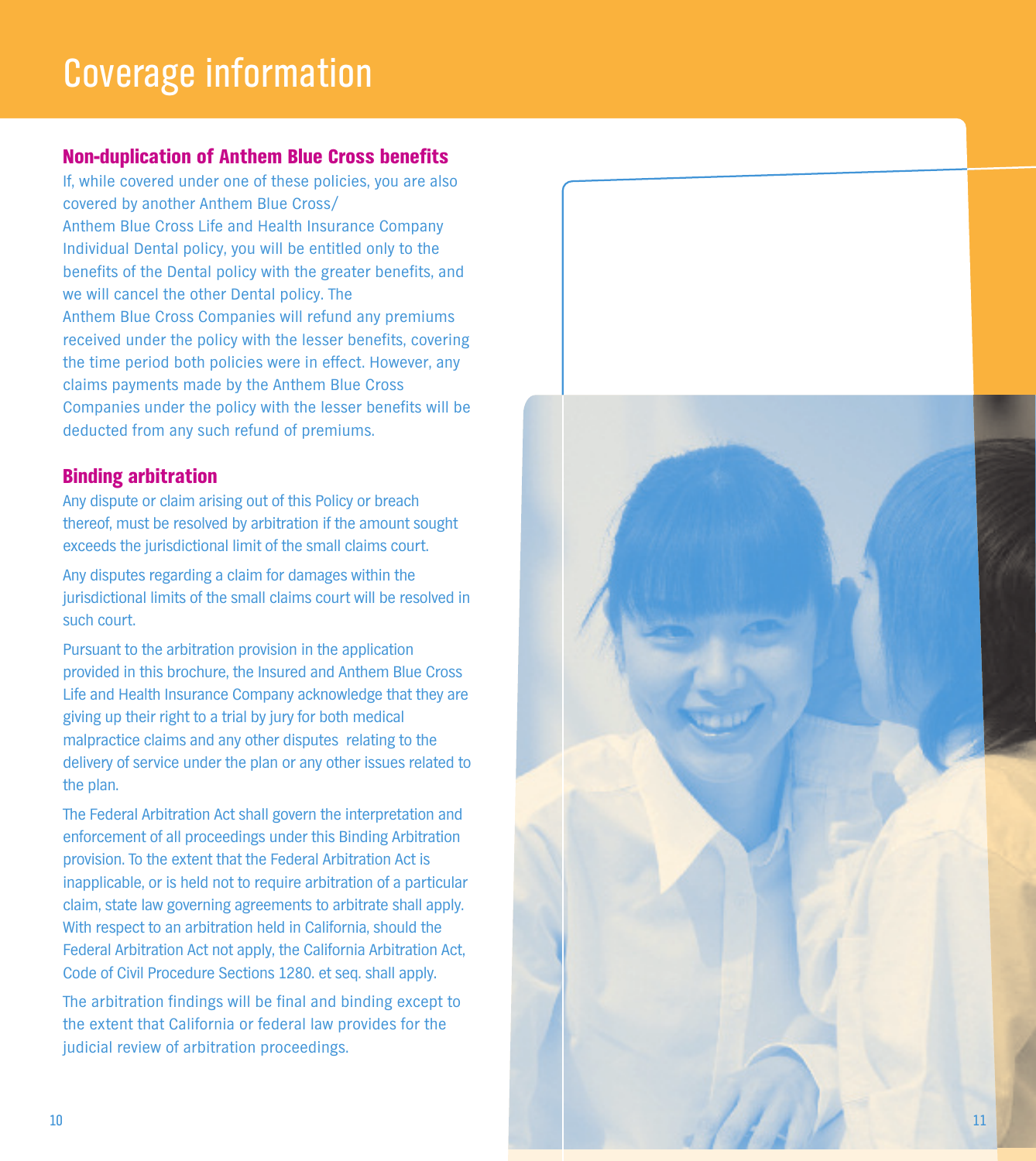# Coverage information

## Non-duplication of Anthem Blue Cross benefits

If, while covered under one of these policies, you are also covered by another Anthem Blue Cross/ Anthem Blue Cross Life and Health Insurance Company Individual Dental policy, you will be entitled only to the benefits of the Dental policy with the greater benefits, and we will cancel the other Dental policy. The Anthem Blue Cross Companies will refund any premiums received under the policy with the lesser benefits, covering the time period both policies were in effect. However, any claims payments made by the Anthem Blue Cross Companies under the policy with the lesser benefits will be deducted from any such refund of premiums.

## Binding arbitration

Any dispute or claim arising out of this Policy or breach thereof, must be resolved by arbitration if the amount sought exceeds the jurisdictional limit of the small claims court.

Any disputes regarding a claim for damages within the jurisdictional limits of the small claims court will be resolved in such court.

Pursuant to the arbitration provision in the application provided in this brochure, the Insured and Anthem Blue Cross Life and Health Insurance Company acknowledge that they are giving up their right to a trial by jury for both medical malpractice claims and any other disputes relating to the delivery of service under the plan or any other issues related to the plan.

The Federal Arbitration Act shall govern the interpretation and enforcement of all proceedings under this Binding Arbitration provision. To the extent that the Federal Arbitration Act is inapplicable, or is held not to require arbitration of a particular claim, state law governing agreements to arbitrate shall apply. With respect to an arbitration held in California, should the Federal Arbitration Act not apply, the California Arbitration Act, Code of Civil Procedure Sections 1280. et seq. shall apply.

The arbitration findings will be final and binding except to the extent that California or federal law provides for the judicial review of arbitration proceedings.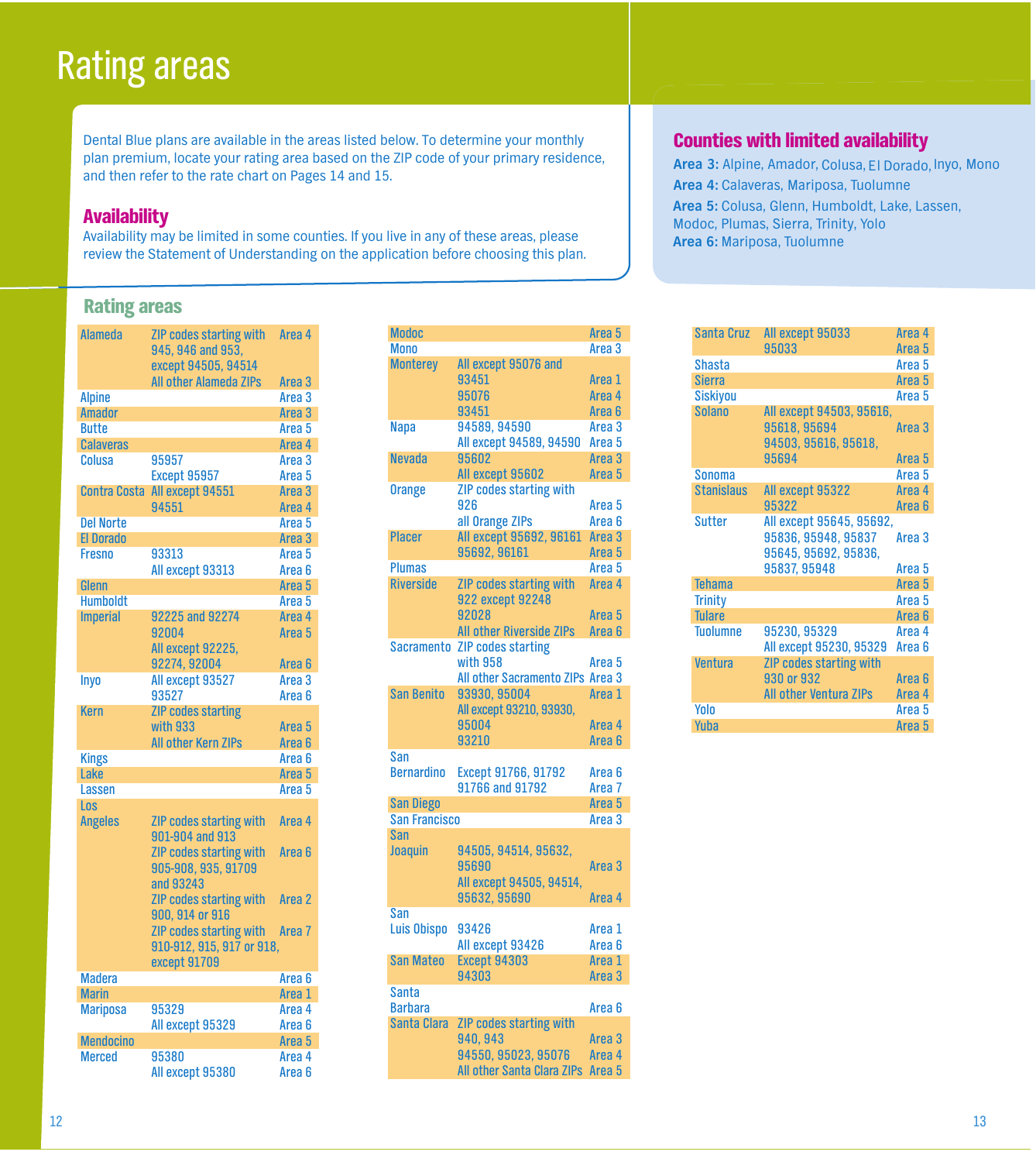# Rating areas

Dental Blue plans are available in the areas listed below. To determine your monthly plan premium, locate your rating area based on the ZIP code of your primary residence, and then refer to the rate chart on Pages 14 and 15.

## Availability

Availability may be limited in some counties. If you live in any of these areas, please review the Statement of Understanding on the application before choosing this plan.

## Counties with limited availability

**Area 3:** Alpine, Amador, Colusa, El Dorado, Inyo, Mono

**Area 4:** Calaveras, Mariposa, Tuolumne

**Area 5:** Colusa, Glenn, Humboldt, Lake, Lassen, Modoc, Plumas, Sierra, Trinity, Yolo

**Area 6:** Mariposa, Tuolumne

## Rating areas

| County | ZIP codes | Area |
|---|---|---|
| Alameda | ZIP codes starting with 945, 946 and 953, except 94505, 94514 | Area 4 |
| | All other Alameda ZIPs | Area 3 |
| Alpine | | Area 3 |
| Amador | | Area 3 |
| Butte | | Area 5 |
| Calaveras | | Area 4 |
| Colusa | 95957 | Area 3 |
| | Except 95957 | Area 5 |
| Contra Costa | All except 94551 | Area 3 |
| | 94551 | Area 4 |
| Del Norte | | Area 5 |
| El Dorado | | Area 3 |
| Fresno | 93313 | Area 5 |
| | All except 93313 | Area 6 |
| Glenn | | Area 5 |
| Humboldt | | Area 5 |
| Imperial | 92225 and 92274 | Area 4 |
| | 92004 | Area 5 |
| | All except 92225, 92274, 92004 | Area 6 |
| Inyo | All except 93527 | Area 3 |
| | 93527 | Area 6 |
| Kern | ZIP codes starting with 933 | Area 5 |
| | All other Kern ZIPs | Area 6 |
| Kings | | Area 6 |
| Lake | | Area 5 |
| Lassen | | Area 5 |
| Los Angeles | ZIP codes starting with 901-904 and 913 | Area 4 |
| | ZIP codes starting with 905-908, 935, 91709 and 93243 | Area 6 |
| | ZIP codes starting with 900, 914 or 916 | Area 2 |
| | ZIP codes starting with 910-912, 915, 917 or 918, except 91709 | Area 7 |
| Madera | | Area 6 |
| Marin | | Area 1 |
| Mariposa | 95329 | Area 4 |
| | All except 95329 | Area 6 |
| Mendocino | | Area 5 |
| Merced | 95380 | Area 4 |
| | All except 95380 | Area 6 |
| Modoc | | Area 5 |
| Mono | | Area 3 |
| Monterey | All except 95076 and 93451 | Area 1 |
| | 95076 | Area 4 |
| | 93451 | Area 6 |
| Napa | 94589, 94590 | Area 3 |
| | All except 94589, 94590 | Area 5 |
| Nevada | 95602 | Area 3 |
| | All except 95602 | Area 5 |
| Orange | ZIP codes starting with 926 | Area 5 |
| | all Orange ZIPs | Area 6 |
| Placer | All except 95692, 96161 | Area 3 |
| | 95692, 96161 | Area 5 |
| Plumas | | Area 5 |
| Riverside | ZIP codes starting with 922 except 92248 | Area 4 |
| | 92028 | Area 5 |
| | All other Riverside ZIPs | Area 6 |
| Sacramento | ZIP codes starting with 958 | Area 5 |
| | All other Sacramento ZIPs | Area 3 |
| San Benito | 93930, 95004 | Area 1 |
| | All except 93210, 93930, 95004 | Area 4 |
| | 93210 | Area 6 |
| San Bernardino | Except 91766, 91792 | Area 6 |
| | 91766 and 91792 | Area 7 |
| San Diego | | Area 5 |
| San Francisco | | Area 3 |
| San Joaquin | 94505, 94514, 95632, 95690 | Area 3 |
| | All except 94505, 94514, 95632, 95690 | Area 4 |
| San Luis Obispo | 93426 | Area 1 |
| | All except 93426 | Area 6 |
| San Mateo | Except 94303 | Area 1 |
| | 94303 | Area 3 |
| Santa Barbara | | Area 6 |
| Santa Clara | ZIP codes starting with 940, 943 | Area 3 |
| | 94550, 95023, 95076 | Area 4 |
| | All other Santa Clara ZIPs | Area 5 |
| Santa Cruz | All except 95033 | Area 4 |
| | 95033 | Area 5 |
| Shasta | | Area 5 |
| Sierra | | Area 5 |
| Siskiyou | | Area 5 |
| Solano | All except 94503, 95616, 95618, 95694 | Area 3 |
| | 94503, 95616, 95618, 95694 | Area 5 |
| Sonoma | | Area 5 |
| Stanislaus | All except 95322 | Area 4 |
| | 95322 | Area 6 |
| Sutter | All except 95645, 95692, 95836, 95948, 95837 | Area 3 |
| | 95645, 95692, 95836, 95837, 95948 | Area 5 |
| Tehama | | Area 5 |
| Trinity | | Area 5 |
| Tulare | | Area 6 |
| Tuolumne | 95230, 95329 | Area 4 |
| | All except 95230, 95329 | Area 6 |
| Ventura | ZIP codes starting with 930 or 932 | Area 6 |
| | All other Ventura ZIPs | Area 4 |
| Yolo | | Area 5 |
| Yuba | | Area 5 |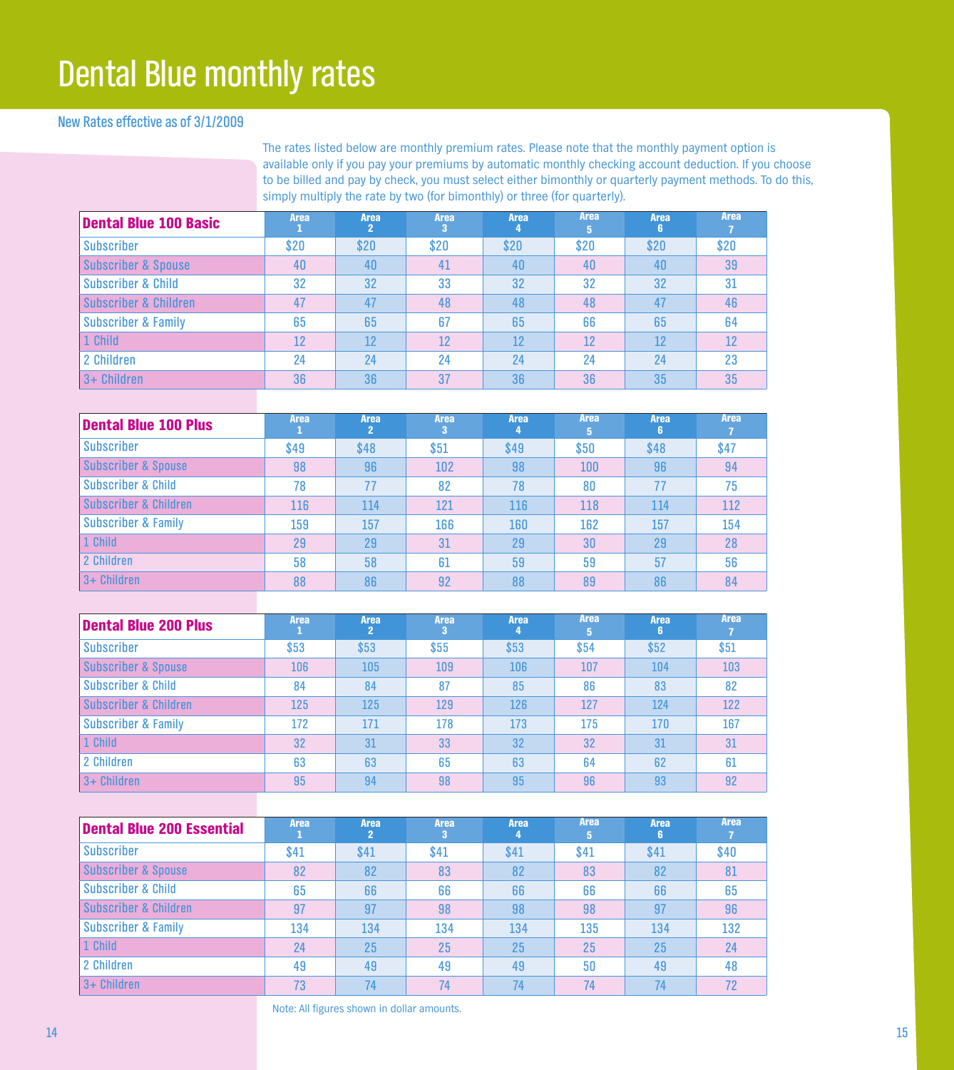# Dental Blue monthly rates

New Rates effective as of 3/1/2009

The rates listed below are monthly premium rates. Please note that the monthly payment option is available only if you pay your premiums by automatic monthly checking account deduction. If you choose to be billed and pay by check, you must select either bimonthly or quarterly payment methods. To do this, simply multiply the rate by two (for bimonthly) or three (for quarterly).

| Dental Blue 100 Basic | Area 1 | Area 2 | Area 3 | Area 4 | Area 5 | Area 6 | Area 7 |
|---|---|---|---|---|---|---|---|
| Subscriber | $20 | $20 | $20 | $20 | $20 | $20 | $20 |
| Subscriber & Spouse | 40 | 40 | 41 | 40 | 40 | 40 | 39 |
| Subscriber & Child | 32 | 32 | 33 | 32 | 32 | 32 | 31 |
| Subscriber & Children | 47 | 47 | 48 | 48 | 48 | 47 | 46 |
| Subscriber & Family | 65 | 65 | 67 | 65 | 66 | 65 | 64 |
| 1 Child | 12 | 12 | 12 | 12 | 12 | 12 | 12 |
| 2 Children | 24 | 24 | 24 | 24 | 24 | 24 | 23 |
| 3+ Children | 36 | 36 | 37 | 36 | 36 | 35 | 35 |

| Dental Blue 100 Plus | Area 1 | Area 2 | Area 3 | Area 4 | Area 5 | Area 6 | Area 7 |
|---|---|---|---|---|---|---|---|
| Subscriber | $49 | $48 | $51 | $49 | $50 | $48 | $47 |
| Subscriber & Spouse | 98 | 96 | 102 | 98 | 100 | 96 | 94 |
| Subscriber & Child | 78 | 77 | 82 | 78 | 80 | 77 | 75 |
| Subscriber & Children | 116 | 114 | 121 | 116 | 118 | 114 | 112 |
| Subscriber & Family | 159 | 157 | 166 | 160 | 162 | 157 | 154 |
| 1 Child | 29 | 29 | 31 | 29 | 30 | 29 | 28 |
| 2 Children | 58 | 58 | 61 | 59 | 59 | 57 | 56 |
| 3+ Children | 88 | 86 | 92 | 88 | 89 | 86 | 84 |

| Dental Blue 200 Plus | Area 1 | Area 2 | Area 3 | Area 4 | Area 5 | Area 6 | Area 7 |
|---|---|---|---|---|---|---|---|
| Subscriber | $53 | $53 | $55 | $53 | $54 | $52 | $51 |
| Subscriber & Spouse | 106 | 105 | 109 | 106 | 107 | 104 | 103 |
| Subscriber & Child | 84 | 84 | 87 | 85 | 86 | 83 | 82 |
| Subscriber & Children | 125 | 125 | 129 | 126 | 127 | 124 | 122 |
| Subscriber & Family | 172 | 171 | 178 | 173 | 175 | 170 | 167 |
| 1 Child | 32 | 31 | 33 | 32 | 32 | 31 | 31 |
| 2 Children | 63 | 63 | 65 | 63 | 64 | 62 | 61 |
| 3+ Children | 95 | 94 | 98 | 95 | 96 | 93 | 92 |

| Dental Blue 200 Essential | Area 1 | Area 2 | Area 3 | Area 4 | Area 5 | Area 6 | Area 7 |
|---|---|---|---|---|---|---|---|
| Subscriber | $41 | $41 | $41 | $41 | $41 | $41 | $40 |
| Subscriber & Spouse | 82 | 82 | 83 | 82 | 83 | 82 | 81 |
| Subscriber & Child | 65 | 66 | 66 | 66 | 66 | 66 | 65 |
| Subscriber & Children | 97 | 97 | 98 | 98 | 98 | 97 | 96 |
| Subscriber & Family | 134 | 134 | 134 | 134 | 135 | 134 | 132 |
| 1 Child | 24 | 25 | 25 | 25 | 25 | 25 | 24 |
| 2 Children | 49 | 49 | 49 | 49 | 50 | 49 | 48 |
| 3+ Children | 73 | 74 | 74 | 74 | 74 | 74 | 72 |

Note: All figures shown in dollar amounts.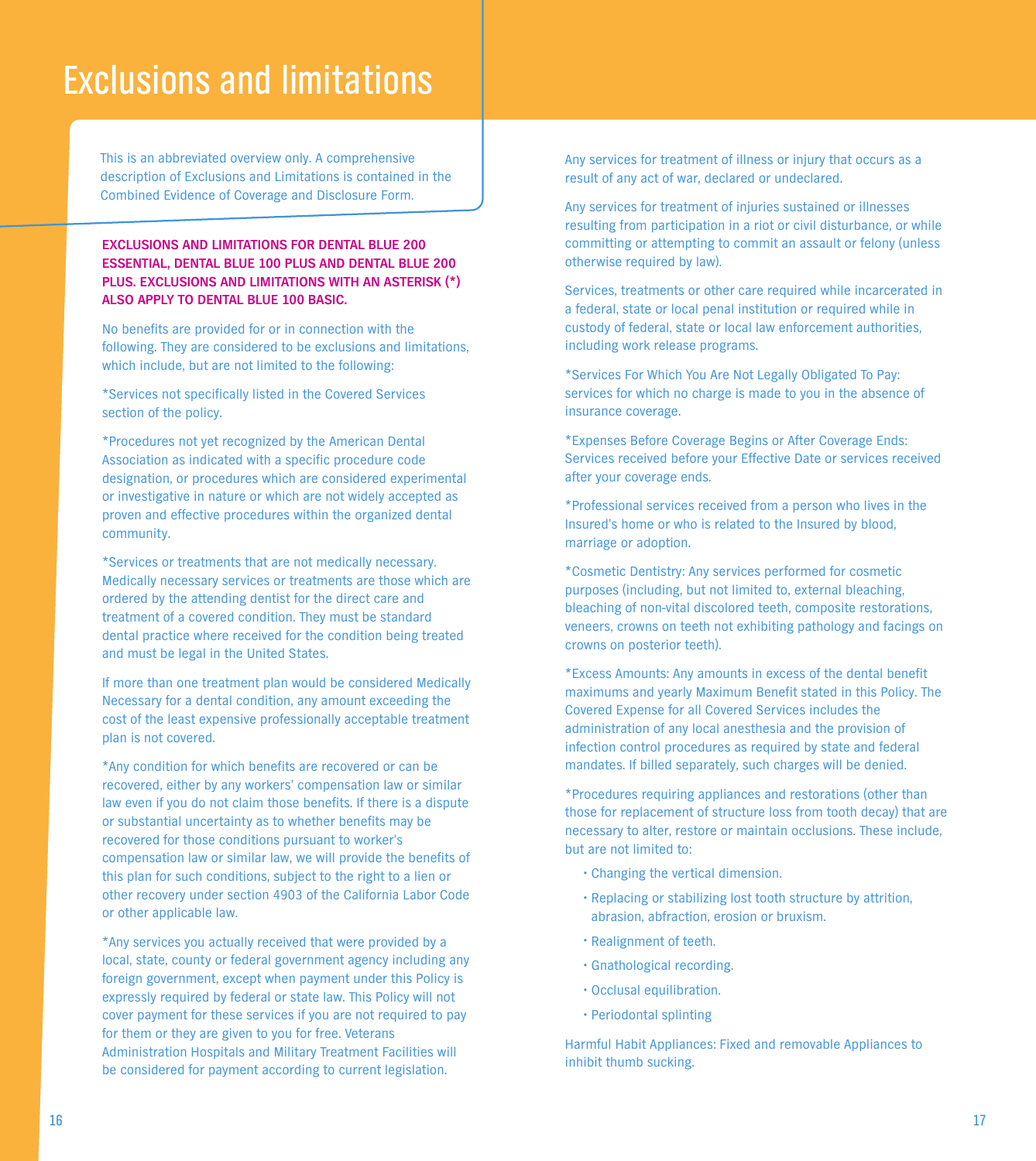# Exclusions and limitations

This is an abbreviated overview only. A comprehensive description of Exclusions and Limitations is contained in the Combined Evidence of Coverage and Disclosure Form.

**EXCLUSIONS AND LIMITATIONS FOR DENTAL BLUE 200 ESSENTIAL, DENTAL BLUE 100 PLUS AND DENTAL BLUE 200 PLUS. EXCLUSIONS AND LIMITATIONS WITH AN ASTERISK (*) ALSO APPLY TO DENTAL BLUE 100 BASIC.**

No benefits are provided for or in connection with the following. They are considered to be exclusions and limitations, which include, but are not limited to the following:

*Services not specifically listed in the Covered Services section of the policy.

*Procedures not yet recognized by the American Dental Association as indicated with a specific procedure code designation, or procedures which are considered experimental or investigative in nature or which are not widely accepted as proven and effective procedures within the organized dental community.

*Services or treatments that are not medically necessary. Medically necessary services or treatments are those which are ordered by the attending dentist for the direct care and treatment of a covered condition. They must be standard dental practice where received for the condition being treated and must be legal in the United States.

If more than one treatment plan would be considered Medically Necessary for a dental condition, any amount exceeding the cost of the least expensive professionally acceptable treatment plan is not covered.

*Any condition for which benefits are recovered or can be recovered, either by any workers' compensation law or similar law even if you do not claim those benefits. If there is a dispute or substantial uncertainty as to whether benefits may be recovered for those conditions pursuant to worker's compensation law or similar law, we will provide the benefits of this plan for such conditions, subject to the right to a lien or other recovery under section 4903 of the California Labor Code or other applicable law.

*Any services you actually received that were provided by a local, state, county or federal government agency including any foreign government, except when payment under this Policy is expressly required by federal or state law. This Policy will not cover payment for these services if you are not required to pay for them or they are given to you for free. Veterans Administration Hospitals and Military Treatment Facilities will be considered for payment according to current legislation.

Any services for treatment of illness or injury that occurs as a result of any act of war, declared or undeclared.

Any services for treatment of injuries sustained or illnesses resulting from participation in a riot or civil disturbance, or while committing or attempting to commit an assault or felony (unless otherwise required by law).

Services, treatments or other care required while incarcerated in a federal, state or local penal institution or required while in custody of federal, state or local law enforcement authorities, including work release programs.

*Services For Which You Are Not Legally Obligated To Pay: services for which no charge is made to you in the absence of insurance coverage.

*Expenses Before Coverage Begins or After Coverage Ends: Services received before your Effective Date or services received after your coverage ends.

*Professional services received from a person who lives in the Insured's home or who is related to the Insured by blood, marriage or adoption.

*Cosmetic Dentistry: Any services performed for cosmetic purposes (including, but not limited to, external bleaching, bleaching of non-vital discolored teeth, composite restorations, veneers, crowns on teeth not exhibiting pathology and facings on crowns on posterior teeth).

*Excess Amounts: Any amounts in excess of the dental benefit maximums and yearly Maximum Benefit stated in this Policy. The Covered Expense for all Covered Services includes the administration of any local anesthesia and the provision of infection control procedures as required by state and federal mandates. If billed separately, such charges will be denied.

*Procedures requiring appliances and restorations (other than those for replacement of structure loss from tooth decay) that are necessary to alter, restore or maintain occlusions. These include, but are not limited to:

- Changing the vertical dimension.
- Replacing or stabilizing lost tooth structure by attrition, abrasion, abfraction, erosion or bruxism.
- Realignment of teeth.
- Gnathological recording.
- Occlusal equilibration.
- Periodontal splinting

Harmful Habit Appliances: Fixed and removable Appliances to inhibit thumb sucking.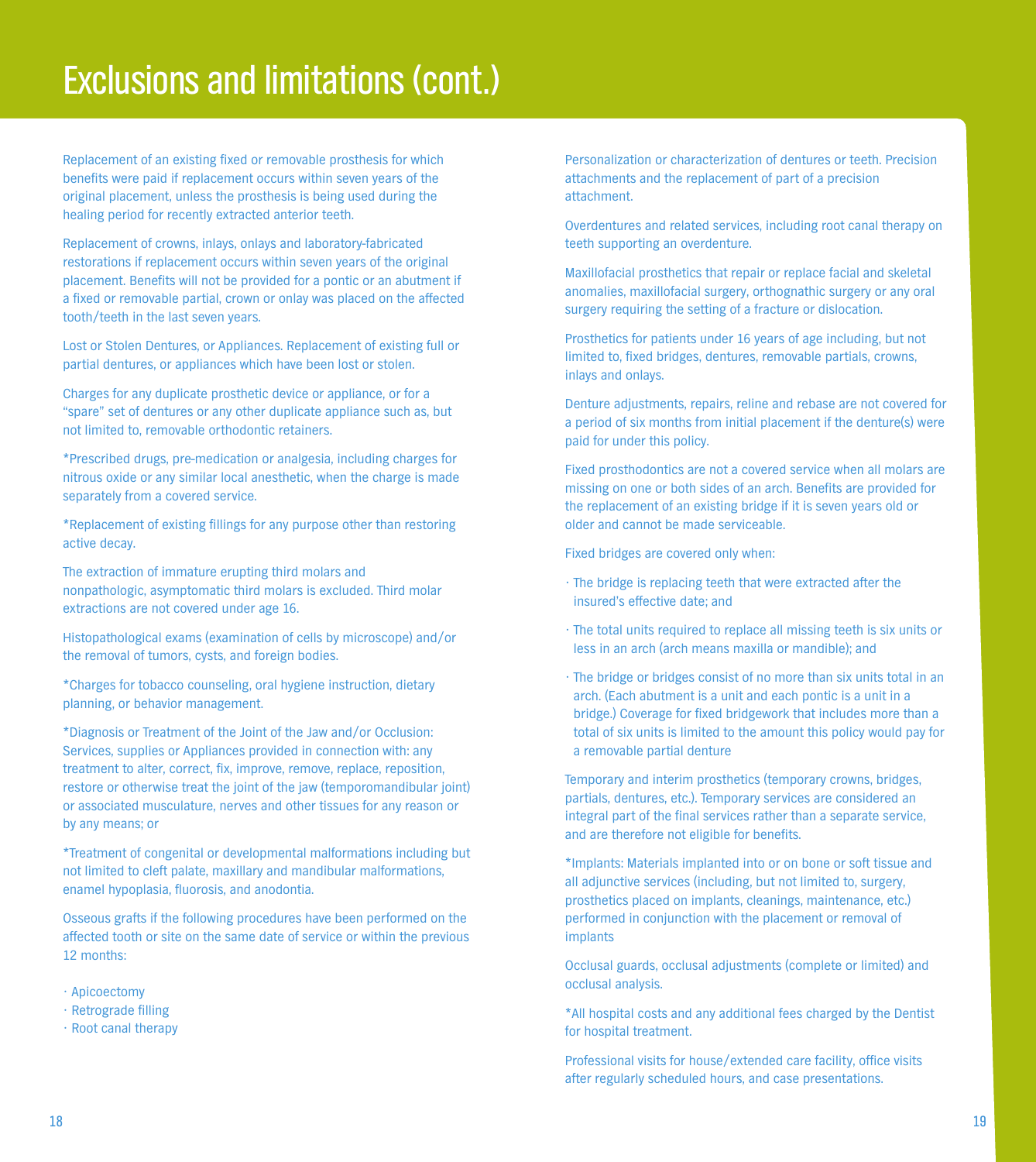# Exclusions and limitations (cont.)

Replacement of an existing fixed or removable prosthesis for which benefits were paid if replacement occurs within seven years of the original placement, unless the prosthesis is being used during the healing period for recently extracted anterior teeth.

Replacement of crowns, inlays, onlays and laboratory-fabricated restorations if replacement occurs within seven years of the original placement. Benefits will not be provided for a pontic or an abutment if a fixed or removable partial, crown or onlay was placed on the affected tooth/teeth in the last seven years.

Lost or Stolen Dentures, or Appliances. Replacement of existing full or partial dentures, or appliances which have been lost or stolen.

Charges for any duplicate prosthetic device or appliance, or for a "spare" set of dentures or any other duplicate appliance such as, but not limited to, removable orthodontic retainers.

*Prescribed drugs, pre-medication or analgesia, including charges for nitrous oxide or any similar local anesthetic, when the charge is made separately from a covered service.

*Replacement of existing fillings for any purpose other than restoring active decay.

The extraction of immature erupting third molars and nonpathologic, asymptomatic third molars is excluded. Third molar extractions are not covered under age 16.

Histopathological exams (examination of cells by microscope) and/or the removal of tumors, cysts, and foreign bodies.

*Charges for tobacco counseling, oral hygiene instruction, dietary planning, or behavior management.

*Diagnosis or Treatment of the Joint of the Jaw and/or Occlusion: Services, supplies or Appliances provided in connection with: any treatment to alter, correct, fix, improve, remove, replace, reposition, restore or otherwise treat the joint of the jaw (temporomandibular joint) or associated musculature, nerves and other tissues for any reason or by any means; or

*Treatment of congenital or developmental malformations including but not limited to cleft palate, maxillary and mandibular malformations, enamel hypoplasia, fluorosis, and anodontia.

Osseous grafts if the following procedures have been performed on the affected tooth or site on the same date of service or within the previous 12 months:

- Apicoectomy
- Retrograde filling
- Root canal therapy

Personalization or characterization of dentures or teeth. Precision attachments and the replacement of part of a precision attachment.

Overdentures and related services, including root canal therapy on teeth supporting an overdenture.

Maxillofacial prosthetics that repair or replace facial and skeletal anomalies, maxillofacial surgery, orthognathic surgery or any oral surgery requiring the setting of a fracture or dislocation.

Prosthetics for patients under 16 years of age including, but not limited to, fixed bridges, dentures, removable partials, crowns, inlays and onlays.

Denture adjustments, repairs, reline and rebase are not covered for a period of six months from initial placement if the denture(s) were paid for under this policy.

Fixed prosthodontics are not a covered service when all molars are missing on one or both sides of an arch. Benefits are provided for the replacement of an existing bridge if it is seven years old or older and cannot be made serviceable.

Fixed bridges are covered only when:

- The bridge is replacing teeth that were extracted after the insured's effective date; and
- The total units required to replace all missing teeth is six units or less in an arch (arch means maxilla or mandible); and
- The bridge or bridges consist of no more than six units total in an arch. (Each abutment is a unit and each pontic is a unit in a bridge.) Coverage for fixed bridgework that includes more than a total of six units is limited to the amount this policy would pay for a removable partial denture

Temporary and interim prosthetics (temporary crowns, bridges, partials, dentures, etc.). Temporary services are considered an integral part of the final services rather than a separate service, and are therefore not eligible for benefits.

*Implants: Materials implanted into or on bone or soft tissue and all adjunctive services (including, but not limited to, surgery, prosthetics placed on implants, cleanings, maintenance, etc.) performed in conjunction with the placement or removal of implants

Occlusal guards, occlusal adjustments (complete or limited) and occlusal analysis.

*All hospital costs and any additional fees charged by the Dentist for hospital treatment.

Professional visits for house/extended care facility, office visits after regularly scheduled hours, and case presentations.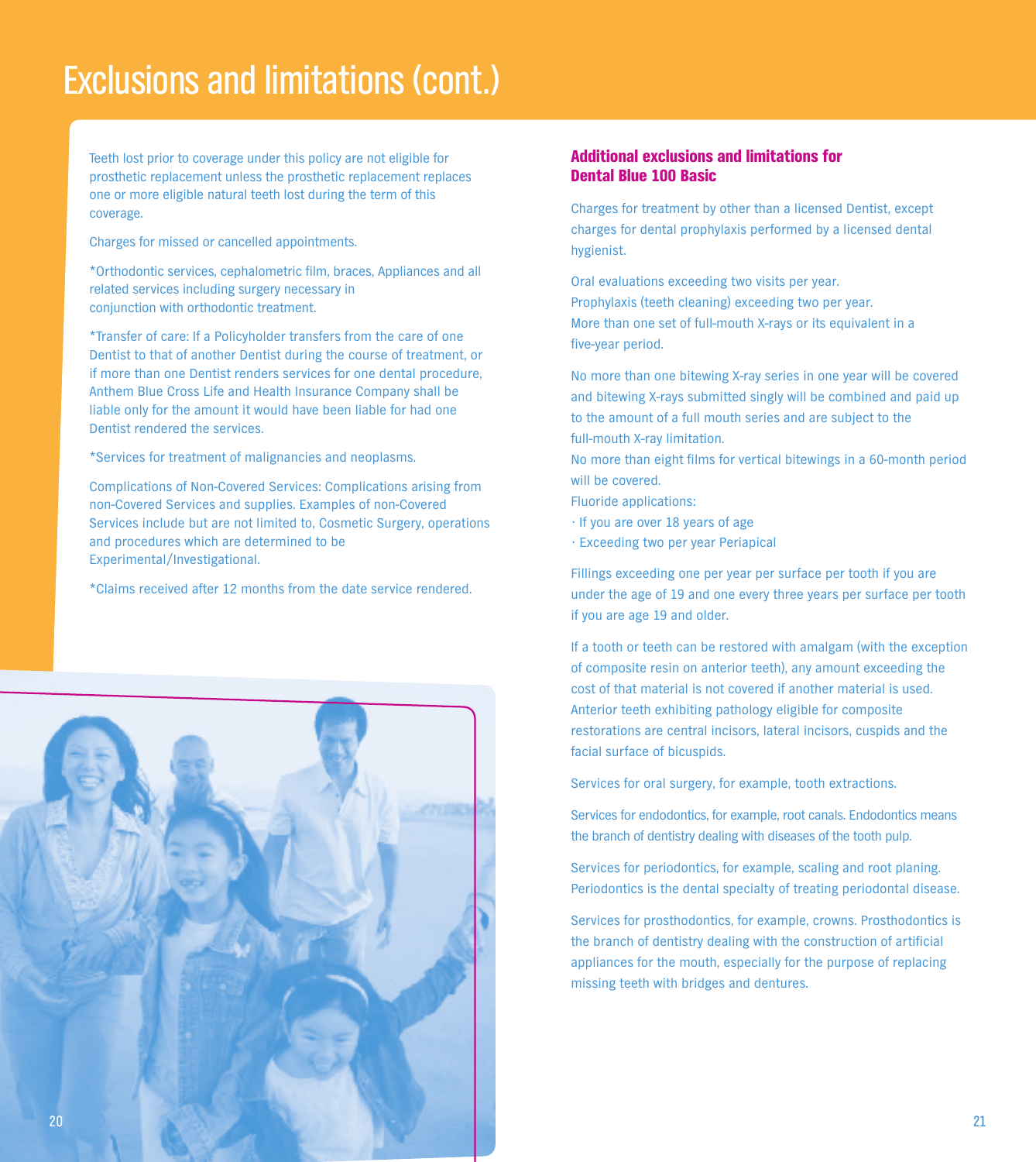# Exclusions and limitations (cont.)

Teeth lost prior to coverage under this policy are not eligible for prosthetic replacement unless the prosthetic replacement replaces one or more eligible natural teeth lost during the term of this coverage.

Charges for missed or cancelled appointments.

*Orthodontic services, cephalometric film, braces, Appliances and all related services including surgery necessary in conjunction with orthodontic treatment.

*Transfer of care: If a Policyholder transfers from the care of one Dentist to that of another Dentist during the course of treatment, or if more than one Dentist renders services for one dental procedure, Anthem Blue Cross Life and Health Insurance Company shall be liable only for the amount it would have been liable for had one Dentist rendered the services.

*Services for treatment of malignancies and neoplasms.

Complications of Non-Covered Services: Complications arising from non-Covered Services and supplies. Examples of non-Covered Services include but are not limited to, Cosmetic Surgery, operations and procedures which are determined to be Experimental/Investigational.

*Claims received after 12 months from the date service rendered.

## Additional exclusions and limitations for Dental Blue 100 Basic

Charges for treatment by other than a licensed Dentist, except charges for dental prophylaxis performed by a licensed dental hygienist.

Oral evaluations exceeding two visits per year.
Prophylaxis (teeth cleaning) exceeding two per year.
More than one set of full-mouth X-rays or its equivalent in a five-year period.

No more than one bitewing X-ray series in one year will be covered and bitewing X-rays submitted singly will be combined and paid up to the amount of a full mouth series and are subject to the full-mouth X-ray limitation.
No more than eight films for vertical bitewings in a 60-month period will be covered.
Fluoride applications:

- If you are over 18 years of age
- Exceeding two per year Periapical

Fillings exceeding one per year per surface per tooth if you are under the age of 19 and one every three years per surface per tooth if you are age 19 and older.

If a tooth or teeth can be restored with amalgam (with the exception of composite resin on anterior teeth), any amount exceeding the cost of that material is not covered if another material is used. Anterior teeth exhibiting pathology eligible for composite restorations are central incisors, lateral incisors, cuspids and the facial surface of bicuspids.

Services for oral surgery, for example, tooth extractions.

Services for endodontics, for example, root canals. Endodontics means the branch of dentistry dealing with diseases of the tooth pulp.

Services for periodontics, for example, scaling and root planing. Periodontics is the dental specialty of treating periodontal disease.

Services for prosthodontics, for example, crowns. Prosthodontics is the branch of dentistry dealing with the construction of artificial appliances for the mouth, especially for the purpose of replacing missing teeth with bridges and dentures.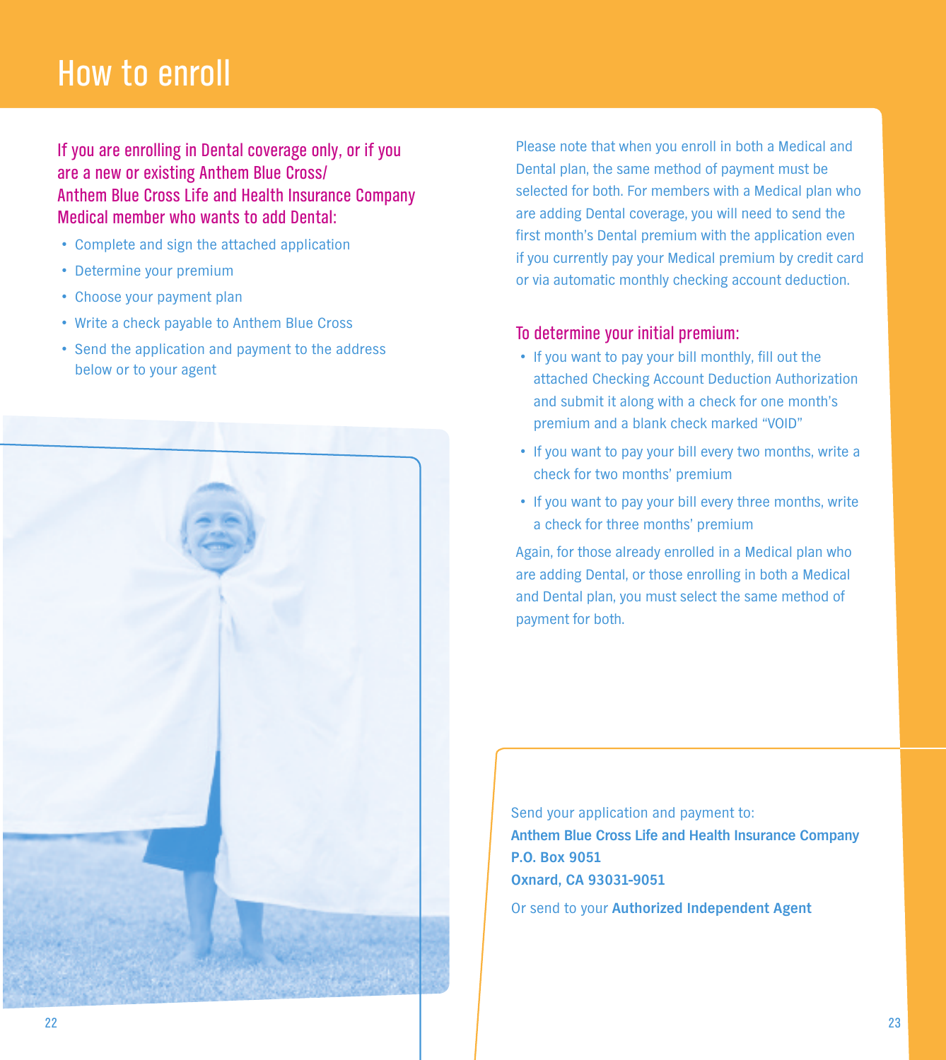# How to enroll

## If you are enrolling in Dental coverage only, or if you are a new or existing Anthem Blue Cross/ Anthem Blue Cross Life and Health Insurance Company Medical member who wants to add Dental:

- Complete and sign the attached application
- Determine your premium
- Choose your payment plan
- Write a check payable to Anthem Blue Cross
- Send the application and payment to the address below or to your agent

Please note that when you enroll in both a Medical and Dental plan, the same method of payment must be selected for both. For members with a Medical plan who are adding Dental coverage, you will need to send the first month's Dental premium with the application even if you currently pay your Medical premium by credit card or via automatic monthly checking account deduction.

## To determine your initial premium:

- If you want to pay your bill monthly, fill out the attached Checking Account Deduction Authorization and submit it along with a check for one month's premium and a blank check marked "VOID"
- If you want to pay your bill every two months, write a check for two months' premium
- If you want to pay your bill every three months, write a check for three months' premium

Again, for those already enrolled in a Medical plan who are adding Dental, or those enrolling in both a Medical and Dental plan, you must select the same method of payment for both.

Send your application and payment to:
**Anthem Blue Cross Life and Health Insurance Company**
**P.O. Box 9051**
**Oxnard, CA 93031-9051**

Or send to your **Authorized Independent Agent**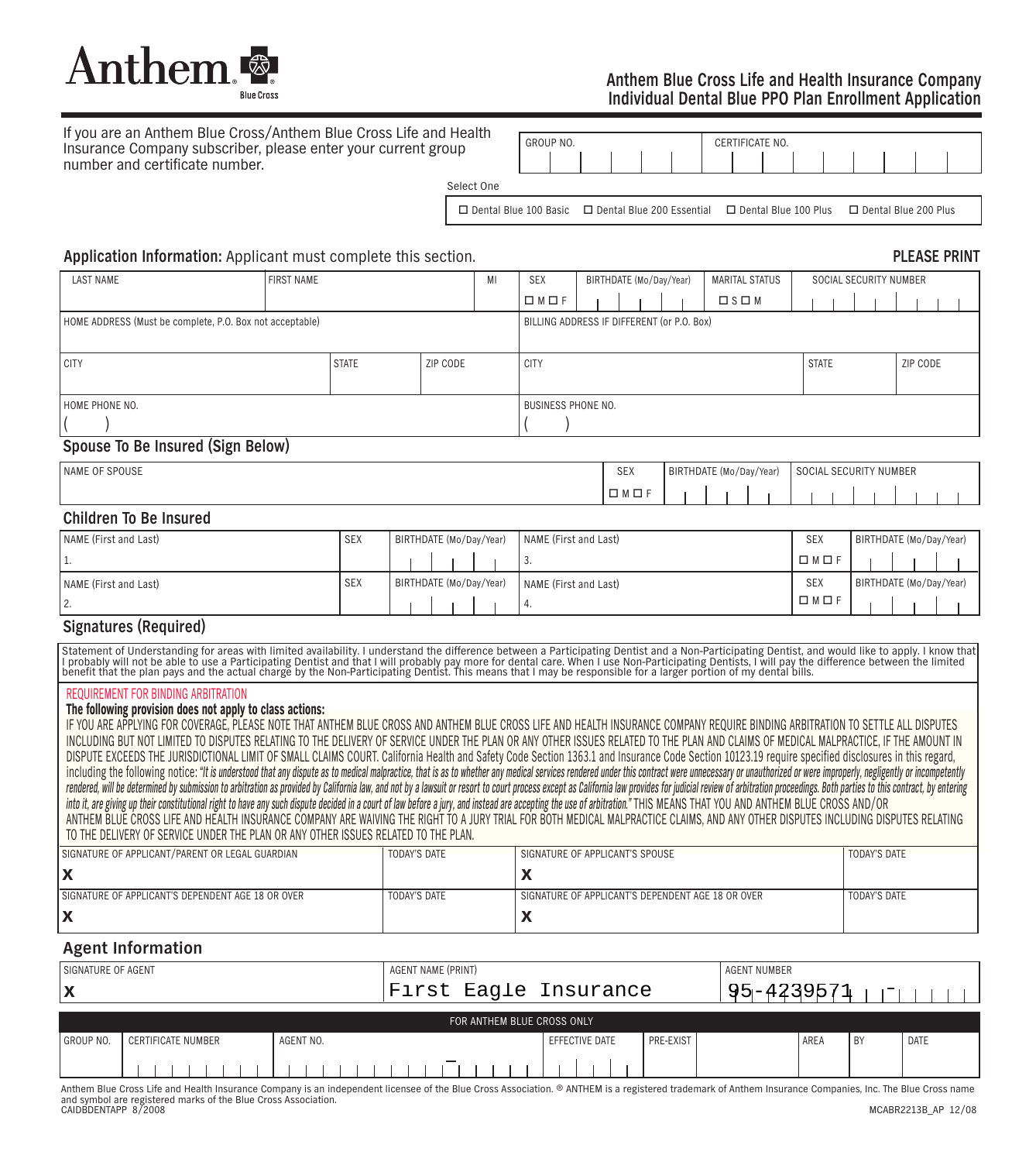# Anthem Blue Cross Life and Health Insurance Company
## Individual Dental Blue PPO Plan Enrollment Application

If you are an Anthem Blue Cross/Anthem Blue Cross Life and Health Insurance Company subscriber, please enter your current group number and certificate number.

| GROUP NO. | CERTIFICATE NO. |
|---|---|
| | |

Select One

☐ Dental Blue 100 Basic ☐ Dental Blue 200 Essential ☐ Dental Blue 100 Plus ☐ Dental Blue 200 Plus

## Application Information: Applicant must complete this section.

**PLEASE PRINT**

| LAST NAME | FIRST NAME | MI | SEX | BIRTHDATE (Mo/Day/Year) | MARITAL STATUS | SOCIAL SECURITY NUMBER |
|---|---|---|---|---|---|---|
| | | | ☐ M ☐ F | | ☐ S ☐ M | |

| HOME ADDRESS (Must be complete, P.O. Box not acceptable) | | | BILLING ADDRESS IF DIFFERENT (or P.O. Box) | | |
|---|---|---|---|---|---|
| CITY | STATE | ZIP CODE | CITY | STATE | ZIP CODE |
| HOME PHONE NO. ( ) | | | BUSINESS PHONE NO. ( ) | | |

## Spouse To Be Insured (Sign Below)

| NAME OF SPOUSE | SEX | BIRTHDATE (Mo/Day/Year) | SOCIAL SECURITY NUMBER |
|---|---|---|---|
| | ☐ M ☐ F | | |

## Children To Be Insured

| NAME (First and Last) | SEX | BIRTHDATE (Mo/Day/Year) | NAME (First and Last) | SEX | BIRTHDATE (Mo/Day/Year) |
|---|---|---|---|---|---|
| 1. | | | 3. | ☐ M ☐ F | |
| 2. | | | 4. | ☐ M ☐ F | |

## Signatures (Required)

Statement of Understanding for areas with limited availability. I understand the difference between a Participating Dentist and a Non-Participating Dentist, and would like to apply. I know that I probably will not be able to use a Participating Dentist and that I will probably pay more for dental care. When I use Non-Participating Dentists, I will pay the difference between the limited benefit that the plan pays and the actual charge by the Non-Participating Dentist. This means that I may be responsible for a larger portion of my dental bills.

REQUIREMENT FOR BINDING ARBITRATION

**The following provision does not apply to class actions:**

IF YOU ARE APPLYING FOR COVERAGE, PLEASE NOTE THAT ANTHEM BLUE CROSS AND ANTHEM BLUE CROSS LIFE AND HEALTH INSURANCE COMPANY REQUIRE BINDING ARBITRATION TO SETTLE ALL DISPUTES INCLUDING BUT NOT LIMITED TO DISPUTES RELATING TO THE DELIVERY OF SERVICE UNDER THE PLAN OR ANY OTHER ISSUES RELATED TO THE PLAN AND CLAIMS OF MEDICAL MALPRACTICE, IF THE AMOUNT IN DISPUTE EXCEEDS THE JURISDICTIONAL LIMIT OF SMALL CLAIMS COURT. California Health and Safety Code Section 1363.1 and Insurance Code Section 10123.19 require specified disclosures in this regard, including the following notice: *"It is understood that any dispute as to medical malpractice, that is as to whether any medical services rendered under this contract were unnecessary or unauthorized or were improperly, negligently or incompetently rendered, will be determined by submission to arbitration as provided by California law, and not by a lawsuit or resort to court process except as California law provides for judicial review of arbitration proceedings. Both parties to this contract, by entering into it, are giving up their constitutional right to have any such dispute decided in a court of law before a jury, and instead are accepting the use of arbitration."* THIS MEANS THAT YOU AND ANTHEM BLUE CROSS AND/OR ANTHEM BLUE CROSS LIFE AND HEALTH INSURANCE COMPANY ARE WAIVING THE RIGHT TO A JURY TRIAL FOR BOTH MEDICAL MALPRACTICE CLAIMS, AND ANY OTHER DISPUTES INCLUDING DISPUTES RELATING TO THE DELIVERY OF SERVICE UNDER THE PLAN OR ANY OTHER ISSUES RELATED TO THE PLAN.

| SIGNATURE OF APPLICANT/PARENT OR LEGAL GUARDIAN | TODAY'S DATE | SIGNATURE OF APPLICANT'S SPOUSE | TODAY'S DATE |
|---|---|---|---|
| X | | X | |
| SIGNATURE OF APPLICANT'S DEPENDENT AGE 18 OR OVER | TODAY'S DATE | SIGNATURE OF APPLICANT'S DEPENDENT AGE 18 OR OVER | TODAY'S DATE |
| X | | X | |

## Agent Information

| SIGNATURE OF AGENT | AGENT NAME (PRINT) | AGENT NUMBER |
|---|---|---|
| X | First Eagle Insurance | 95-4239571 |

FOR ANTHEM BLUE CROSS ONLY

| GROUP NO. | CERTIFICATE NUMBER | AGENT NO. | EFFECTIVE DATE | PRE-EXIST | | AREA | BY | DATE |
|---|---|---|---|---|---|---|---|---|
| | | | | | | | | |

Anthem Blue Cross Life and Health Insurance Company is an independent licensee of the Blue Cross Association. ® ANTHEM is a registered trademark of Anthem Insurance Companies, Inc. The Blue Cross name and symbol are registered marks of the Blue Cross Association.

CAIDBDENTAPP 8/2008 MCABR2213B_AP 12/08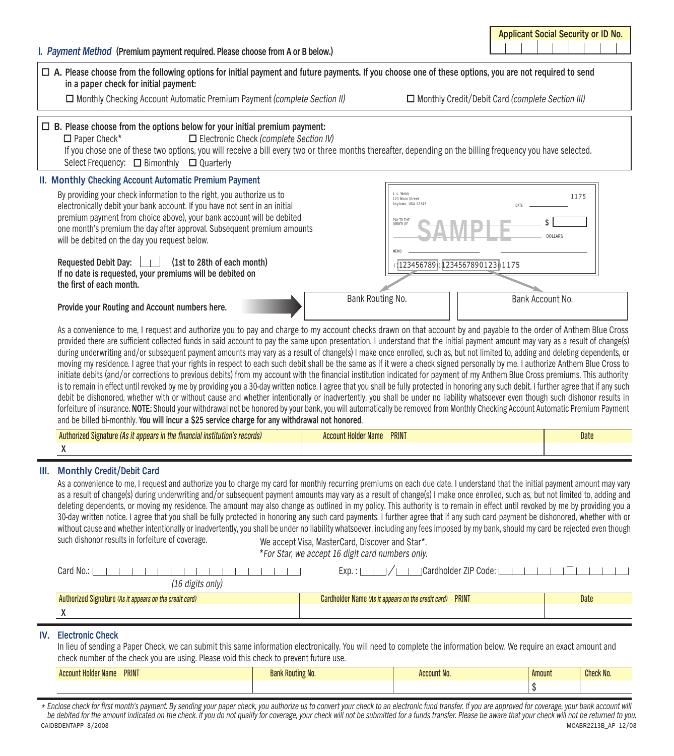| Applicant Social Security or ID No. |
|---|
| |

## I. *Payment Method* (Premium payment required. Please choose from A or B below.)

☐ **A. Please choose from the following options for initial payment and future payments. If you choose one of these options, you are not required to send in a paper check for initial payment:**

☐ Monthly Checking Account Automatic Premium Payment *(complete Section II)*  ☐ Monthly Credit/Debit Card *(complete Section III)*

☐ **B. Please choose from the options below for your initial premium payment:**

☐ Paper Check*  ☐ Electronic Check *(complete Section IV)*

If you chose one of these two options, you will receive a bill every two or three months thereafter, depending on the billing frequency you have selected.

Select Frequency: ☐ Bimonthly ☐ Quarterly

## II. Monthly Checking Account Automatic Premium Payment

By providing your check information to the right, you authorize us to electronically debit your bank account. If you have not sent in an initial premium payment from choice above), your bank account will be debited one month's premium the day after approval. Subsequent premium amounts will be debited on the day you request below.

J. L. Webb
123 Main Street
Anytown, USA 12345
1175
DATE
PAY TO THE ORDER OF
SAMPLE
$
DOLLARS
MEMO
123456789 : 1234567890123 1175

**Requested Debit Day:** |__|__| **(1st to 28th of each month)**
**If no date is requested, your premiums will be debited on the first of each month.**

**Provide your Routing and Account numbers here.**

| Bank Routing No. | Bank Account No. |
|---|---|
| | |

As a convenience to me, I request and authorize you to pay and charge to my account checks drawn on that account by and payable to the order of Anthem Blue Cross provided there are sufficient collected funds in said account to pay the same upon presentation. I understand that the initial payment amount may vary as a result of change(s) during underwriting and/or subsequent payment amounts may vary as a result of change(s) I make once enrolled, such as, but not limited to, adding and deleting dependents, or moving my residence. I agree that your rights in respect to each such debit shall be the same as if it were a check signed personally by me. I authorize Anthem Blue Cross to initiate debits (and/or corrections to previous debits) from my account with the financial institution indicated for payment of my Anthem Blue Cross premiums. This authority is to remain in effect until revoked by me by providing you a 30-day written notice. I agree that you shall be fully protected in honoring any such debit. I further agree that if any such debit be dishonored, whether with or without cause and whether intentionally or inadvertently, you shall be under no liability whatsoever even though such dishonor results in forfeiture of insurance. **NOTE:** Should your withdrawal not be honored by your bank, you will automatically be removed from Monthly Checking Account Automatic Premium Payment and be billed bi-monthly. **You will incur a $25 service charge for any withdrawal not honored**.

| Authorized Signature *(As it appears in the financial institution's records)* | Account Holder Name PRINT | Date |
|---|---|---|
| X | | |

## III. Monthly Credit/Debit Card

As a convenience to me, I request and authorize you to charge my card for monthly recurring premiums on each due date. I understand that the initial payment amount may vary as a result of change(s) during underwriting and/or subsequent payment amounts may vary as a result of change(s) I make once enrolled, such as, but not limited to, adding and deleting dependents, or moving my residence. The amount may also change as outlined in my policy. This authority is to remain in effect until revoked by me by providing you a 30-day written notice. I agree that you shall be fully protected in honoring any such card payments. I further agree that if any such card payment be dishonored, whether with or without cause and whether intentionally or inadvertently, you shall be under no liability whatsoever, including any fees imposed by my bank, should my card be rejected even though such dishonor results in forfeiture of coverage.

We accept Visa, MasterCard, Discover and Star*.
*\*For Star, we accept 16 digit card numbers only.*

Card No.: |__|__|__|__|__|__|__|__|__|__|__|__|__|__|__|__| *(16 digits only)*  Exp.: |__|__| / |__|__|  Cardholder ZIP Code: |__|__|__|__|__| – |__|__|__|__|

| Authorized Signature *(As it appears on the credit card)* | Cardholder Name *(As it appears on the credit card)* PRINT | Date |
|---|---|---|
| X | | |

## IV. Electronic Check

In lieu of sending a Paper Check, we can submit this same information electronically. You will need to complete the information below. We require an exact amount and check number of the check you are using. Please void this check to prevent future use.

| Account Holder Name PRINT | Bank Routing No. | Account No. | Amount | Check No. |
|---|---|---|---|---|
| | | | $ | |

\* *Enclose check for first month's payment. By sending your paper check, you authorize us to convert your check to an electronic fund transfer. If you are approved for coverage, your bank account will be debited for the amount indicated on the check. If you do not qualify for coverage, your check will not be submitted for a funds transfer. Please be aware that your check will not be returned to you.*

CAIDBDENTAPP 8/2008  MCABR2213B_AP 12/08